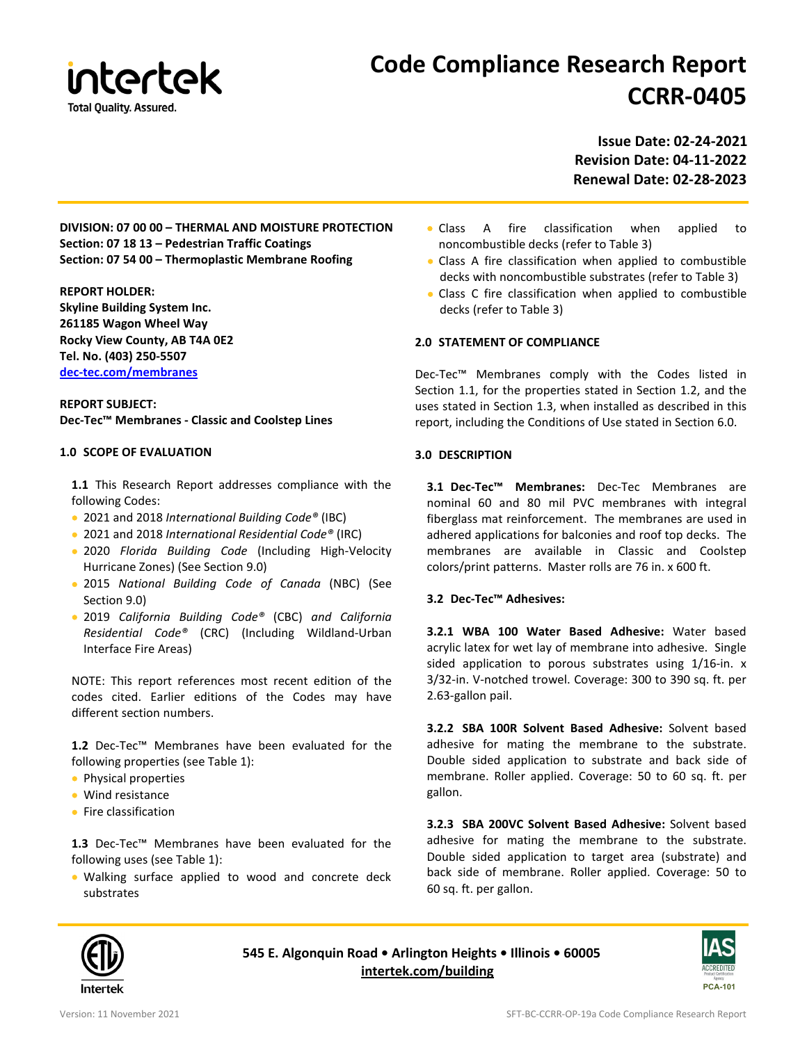# Code Compliance Research Report CCRR-0405

**Issue Date: 02-24-2021**
**Revision Date: 04-11-2022**
**Renewal Date: 02-28-2023**

**DIVISION: 07 00 00 – THERMAL AND MOISTURE PROTECTION**
**Section: 07 18 13 – Pedestrian Traffic Coatings**
**Section: 07 54 00 – Thermoplastic Membrane Roofing**

**REPORT HOLDER:**
**Skyline Building System Inc.**
**261185 Wagon Wheel Way**
**Rocky View County, AB T4A 0E2**
**Tel. No. (403) 250-5507**
**[dec-tec.com/membranes](dec-tec.com/membranes)**

**REPORT SUBJECT:**
**Dec-Tec™ Membranes - Classic and Coolstep Lines**

## 1.0 SCOPE OF EVALUATION

**1.1** This Research Report addresses compliance with the following Codes:

- 2021 and 2018 *International Building Code®* (IBC)
- 2021 and 2018 *International Residential Code®* (IRC)
- 2020 *Florida Building Code* (Including High-Velocity Hurricane Zones) (See Section 9.0)
- 2015 *National Building Code of Canada* (NBC) (See Section 9.0)
- 2019 *California Building Code®* (CBC) *and California Residential Code®* (CRC) (Including Wildland-Urban Interface Fire Areas)

NOTE: This report references most recent edition of the codes cited. Earlier editions of the Codes may have different section numbers.

**1.2** Dec-Tec™ Membranes have been evaluated for the following properties (see Table 1):

- Physical properties
- Wind resistance
- Fire classification

**1.3** Dec-Tec™ Membranes have been evaluated for the following uses (see Table 1):

- Walking surface applied to wood and concrete deck substrates
- Class A fire classification when applied to noncombustible decks (refer to Table 3)
- Class A fire classification when applied to combustible decks with noncombustible substrates (refer to Table 3)
- Class C fire classification when applied to combustible decks (refer to Table 3)

## 2.0 STATEMENT OF COMPLIANCE

Dec-Tec™ Membranes comply with the Codes listed in Section 1.1, for the properties stated in Section 1.2, and the uses stated in Section 1.3, when installed as described in this report, including the Conditions of Use stated in Section 6.0.

## 3.0 DESCRIPTION

**3.1 Dec-Tec™ Membranes:** Dec-Tec Membranes are nominal 60 and 80 mil PVC membranes with integral fiberglass mat reinforcement. The membranes are used in adhered applications for balconies and roof top decks. The membranes are available in Classic and Coolstep colors/print patterns. Master rolls are 76 in. x 600 ft.

**3.2 Dec-Tec™ Adhesives:**

**3.2.1 WBA 100 Water Based Adhesive:** Water based acrylic latex for wet lay of membrane into adhesive. Single sided application to porous substrates using 1/16-in. x 3/32-in. V-notched trowel. Coverage: 300 to 390 sq. ft. per 2.63-gallon pail.

**3.2.2 SBA 100R Solvent Based Adhesive:** Solvent based adhesive for mating the membrane to the substrate. Double sided application to substrate and back side of membrane. Roller applied. Coverage: 50 to 60 sq. ft. per gallon.

**3.2.3 SBA 200VC Solvent Based Adhesive:** Solvent based adhesive for mating the membrane to the substrate. Double sided application to target area (substrate) and back side of membrane. Roller applied. Coverage: 50 to 60 sq. ft. per gallon.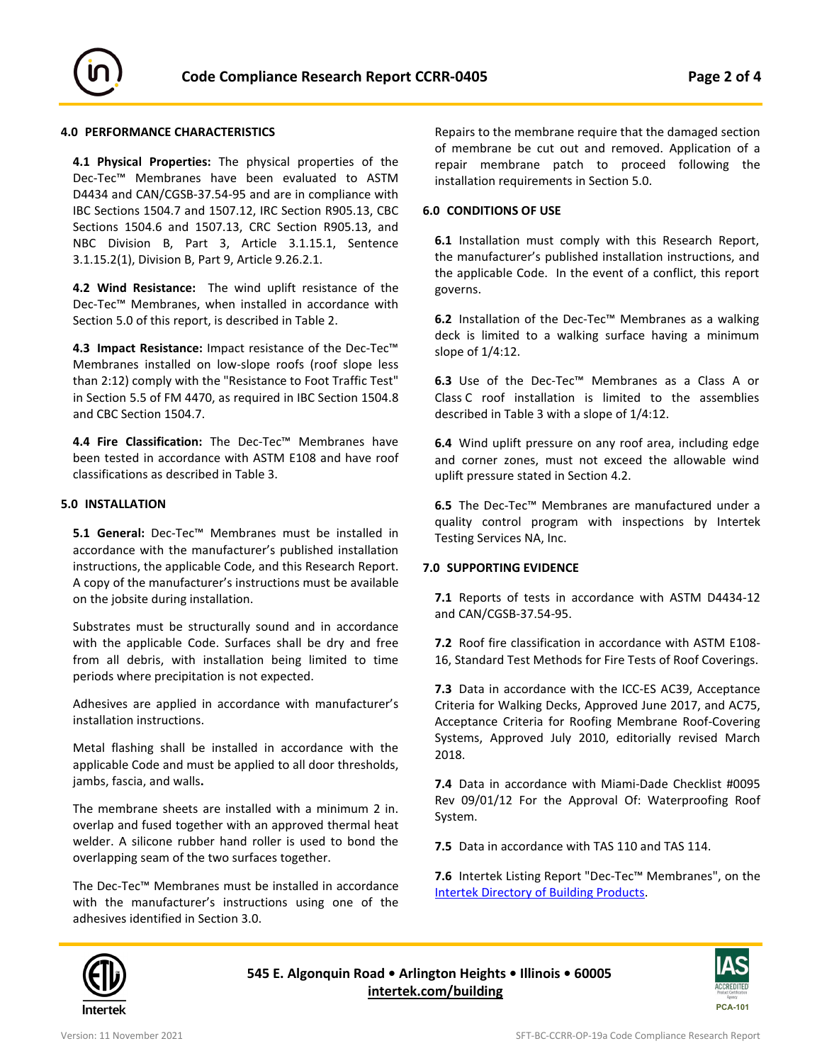## 4.0 PERFORMANCE CHARACTERISTICS

**4.1 Physical Properties:** The physical properties of the Dec-Tec™ Membranes have been evaluated to ASTM D4434 and CAN/CGSB-37.54-95 and are in compliance with IBC Sections 1504.7 and 1507.12, IRC Section R905.13, CBC Sections 1504.6 and 1507.13, CRC Section R905.13, and NBC Division B, Part 3, Article 3.1.15.1, Sentence 3.1.15.2(1), Division B, Part 9, Article 9.26.2.1.

**4.2 Wind Resistance:** The wind uplift resistance of the Dec-Tec™ Membranes, when installed in accordance with Section 5.0 of this report, is described in Table 2.

**4.3 Impact Resistance:** Impact resistance of the Dec-Tec™ Membranes installed on low-slope roofs (roof slope less than 2:12) comply with the "Resistance to Foot Traffic Test" in Section 5.5 of FM 4470, as required in IBC Section 1504.8 and CBC Section 1504.7.

**4.4 Fire Classification:** The Dec-Tec™ Membranes have been tested in accordance with ASTM E108 and have roof classifications as described in Table 3.

## 5.0 INSTALLATION

**5.1 General:** Dec-Tec™ Membranes must be installed in accordance with the manufacturer's published installation instructions, the applicable Code, and this Research Report. A copy of the manufacturer's instructions must be available on the jobsite during installation.

Substrates must be structurally sound and in accordance with the applicable Code. Surfaces shall be dry and free from all debris, with installation being limited to time periods where precipitation is not expected.

Adhesives are applied in accordance with manufacturer's installation instructions.

Metal flashing shall be installed in accordance with the applicable Code and must be applied to all door thresholds, jambs, fascia, and walls.

The membrane sheets are installed with a minimum 2 in. overlap and fused together with an approved thermal heat welder. A silicone rubber hand roller is used to bond the overlapping seam of the two surfaces together.

The Dec-Tec™ Membranes must be installed in accordance with the manufacturer's instructions using one of the adhesives identified in Section 3.0.

Repairs to the membrane require that the damaged section of membrane be cut out and removed. Application of a repair membrane patch to proceed following the installation requirements in Section 5.0.

## 6.0 CONDITIONS OF USE

**6.1** Installation must comply with this Research Report, the manufacturer's published installation instructions, and the applicable Code. In the event of a conflict, this report governs.

**6.2** Installation of the Dec-Tec™ Membranes as a walking deck is limited to a walking surface having a minimum slope of 1/4:12.

**6.3** Use of the Dec-Tec™ Membranes as a Class A or Class C roof installation is limited to the assemblies described in Table 3 with a slope of 1/4:12.

**6.4** Wind uplift pressure on any roof area, including edge and corner zones, must not exceed the allowable wind uplift pressure stated in Section 4.2.

**6.5** The Dec-Tec™ Membranes are manufactured under a quality control program with inspections by Intertek Testing Services NA, Inc.

## 7.0 SUPPORTING EVIDENCE

**7.1** Reports of tests in accordance with ASTM D4434-12 and CAN/CGSB-37.54-95.

**7.2** Roof fire classification in accordance with ASTM E108-16, Standard Test Methods for Fire Tests of Roof Coverings.

**7.3** Data in accordance with the ICC-ES AC39, Acceptance Criteria for Walking Decks, Approved June 2017, and AC75, Acceptance Criteria for Roofing Membrane Roof-Covering Systems, Approved July 2010, editorially revised March 2018.

**7.4** Data in accordance with Miami-Dade Checklist #0095 Rev 09/01/12 For the Approval Of: Waterproofing Roof System.

**7.5** Data in accordance with TAS 110 and TAS 114.

**7.6** Intertek Listing Report "Dec-Tec™ Membranes", on the Intertek Directory of Building Products.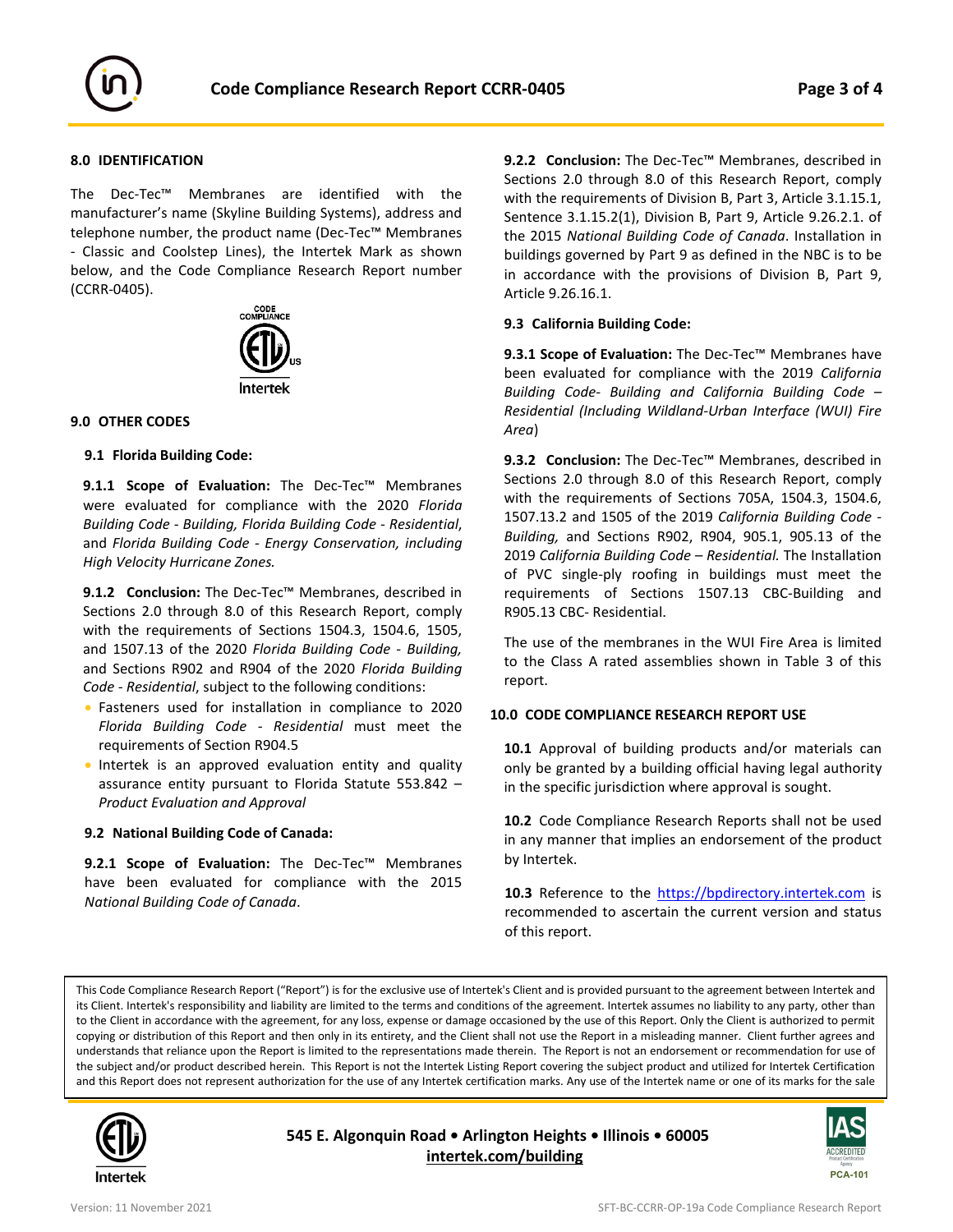## 8.0 IDENTIFICATION

The Dec-Tec™ Membranes are identified with the manufacturer's name (Skyline Building Systems), address and telephone number, the product name (Dec-Tec™ Membranes - Classic and Coolstep Lines), the Intertek Mark as shown below, and the Code Compliance Research Report number (CCRR-0405).

## 9.0 OTHER CODES

### 9.1 Florida Building Code:

**9.1.1 Scope of Evaluation:** The Dec-Tec™ Membranes were evaluated for compliance with the 2020 *Florida Building Code - Building, Florida Building Code - Residential*, and *Florida Building Code - Energy Conservation, including High Velocity Hurricane Zones.*

**9.1.2 Conclusion:** The Dec-Tec™ Membranes, described in Sections 2.0 through 8.0 of this Research Report, comply with the requirements of Sections 1504.3, 1504.6, 1505, and 1507.13 of the 2020 *Florida Building Code - Building,* and Sections R902 and R904 of the 2020 *Florida Building Code - Residential*, subject to the following conditions:

- Fasteners used for installation in compliance to 2020 *Florida Building Code - Residential* must meet the requirements of Section R904.5
- Intertek is an approved evaluation entity and quality assurance entity pursuant to Florida Statute 553.842 – *Product Evaluation and Approval*

### 9.2 National Building Code of Canada:

**9.2.1 Scope of Evaluation:** The Dec-Tec™ Membranes have been evaluated for compliance with the 2015 *National Building Code of Canada*.

**9.2.2 Conclusion:** The Dec-Tec™ Membranes, described in Sections 2.0 through 8.0 of this Research Report, comply with the requirements of Division B, Part 3, Article 3.1.15.1, Sentence 3.1.15.2(1), Division B, Part 9, Article 9.26.2.1. of the 2015 *National Building Code of Canada*. Installation in buildings governed by Part 9 as defined in the NBC is to be in accordance with the provisions of Division B, Part 9, Article 9.26.16.1.

### 9.3 California Building Code:

**9.3.1 Scope of Evaluation:** The Dec-Tec™ Membranes have been evaluated for compliance with the 2019 *California Building Code- Building and California Building Code – Residential (Including Wildland-Urban Interface (WUI) Fire Area*)

**9.3.2 Conclusion:** The Dec-Tec™ Membranes, described in Sections 2.0 through 8.0 of this Research Report, comply with the requirements of Sections 705A, 1504.3, 1504.6, 1507.13.2 and 1505 of the 2019 *California Building Code - Building,* and Sections R902, R904, 905.1, 905.13 of the 2019 *California Building Code – Residential.* The Installation of PVC single-ply roofing in buildings must meet the requirements of Sections 1507.13 CBC-Building and R905.13 CBC- Residential.

The use of the membranes in the WUI Fire Area is limited to the Class A rated assemblies shown in Table 3 of this report.

## 10.0 CODE COMPLIANCE RESEARCH REPORT USE

**10.1** Approval of building products and/or materials can only be granted by a building official having legal authority in the specific jurisdiction where approval is sought.

**10.2** Code Compliance Research Reports shall not be used in any manner that implies an endorsement of the product by Intertek.

**10.3** Reference to the https://bpdirectory.intertek.com is recommended to ascertain the current version and status of this report.

This Code Compliance Research Report ("Report") is for the exclusive use of Intertek's Client and is provided pursuant to the agreement between Intertek and its Client. Intertek's responsibility and liability are limited to the terms and conditions of the agreement. Intertek assumes no liability to any party, other than to the Client in accordance with the agreement, for any loss, expense or damage occasioned by the use of this Report. Only the Client is authorized to permit copying or distribution of this Report and then only in its entirety, and the Client shall not use the Report in a misleading manner. Client further agrees and understands that reliance upon the Report is limited to the representations made therein. The Report is not an endorsement or recommendation for use of the subject and/or product described herein. This Report is not the Intertek Listing Report covering the subject product and utilized for Intertek Certification and this Report does not represent authorization for the use of any Intertek certification marks. Any use of the Intertek name or one of its marks for the sale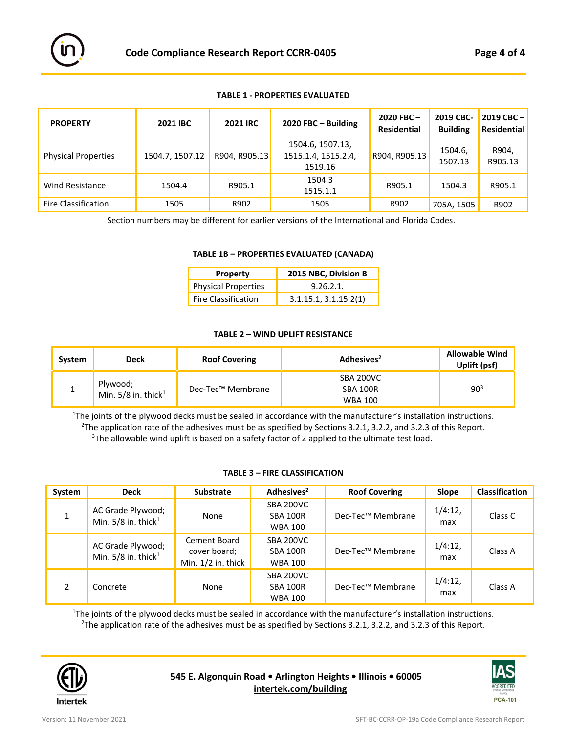**TABLE 1 - PROPERTIES EVALUATED**

| PROPERTY | 2021 IBC | 2021 IRC | 2020 FBC – Building | 2020 FBC – Residential | 2019 CBC-Building | 2019 CBC – Residential |
|---|---|---|---|---|---|---|
| Physical Properties | 1504.7, 1507.12 | R904, R905.13 | 1504.6, 1507.13, 1515.1.4, 1515.2.4, 1519.16 | R904, R905.13 | 1504.6, 1507.13 | R904, R905.13 |
| Wind Resistance | 1504.4 | R905.1 | 1504.3 1515.1.1 | R905.1 | 1504.3 | R905.1 |
| Fire Classification | 1505 | R902 | 1505 | R902 | 705A, 1505 | R902 |

Section numbers may be different for earlier versions of the International and Florida Codes.

**TABLE 1B – PROPERTIES EVALUATED (CANADA)**

| Property | 2015 NBC, Division B |
|---|---|
| Physical Properties | 9.26.2.1. |
| Fire Classification | 3.1.15.1, 3.1.15.2(1) |

**TABLE 2 – WIND UPLIFT RESISTANCE**

| System | Deck | Roof Covering | Adhesives[2] | Allowable Wind Uplift (psf) |
|---|---|---|---|---|
| 1 | Plywood; Min. 5/8 in. thick[1] | Dec-Tec™ Membrane | SBA 200VC SBA 100R WBA 100 | 90[3] |

[1]The joints of the plywood decks must be sealed in accordance with the manufacturer's installation instructions.
[2]The application rate of the adhesives must be as specified by Sections 3.2.1, 3.2.2, and 3.2.3 of this Report.
[3]The allowable wind uplift is based on a safety factor of 2 applied to the ultimate test load.

**TABLE 3 – FIRE CLASSIFICATION**

| System | Deck | Substrate | Adhesives[2] | Roof Covering | Slope | Classification |
|---|---|---|---|---|---|---|
| 1 | AC Grade Plywood; Min. 5/8 in. thick[1] | None | SBA 200VC SBA 100R WBA 100 | Dec-Tec™ Membrane | 1/4:12, max | Class C |
| | AC Grade Plywood; Min. 5/8 in. thick[1] | Cement Board cover board; Min. 1/2 in. thick | SBA 200VC SBA 100R WBA 100 | Dec-Tec™ Membrane | 1/4:12, max | Class A |
| 2 | Concrete | None | SBA 200VC SBA 100R WBA 100 | Dec-Tec™ Membrane | 1/4:12, max | Class A |

[1]The joints of the plywood decks must be sealed in accordance with the manufacturer's installation instructions.
[2]The application rate of the adhesives must be as specified by Sections 3.2.1, 3.2.2, and 3.2.3 of this Report.